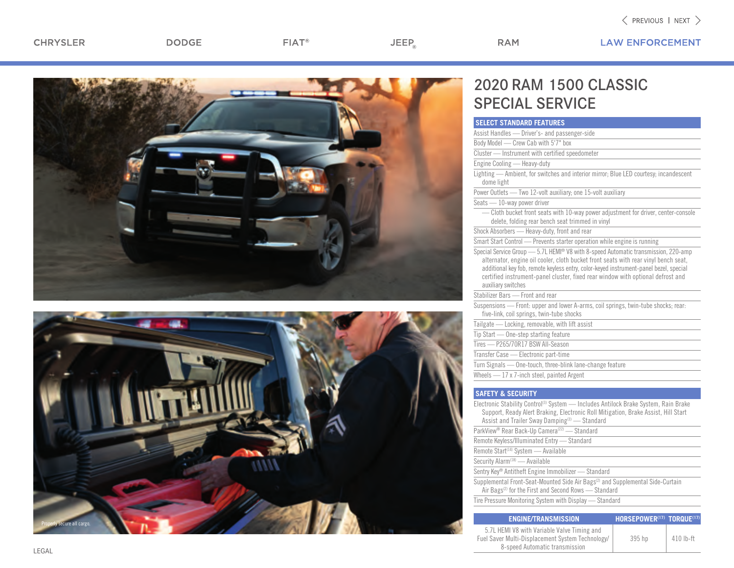CHRYSLER DODGE FIAT® JEEP® RAM LAW ENFORCEMENT

# 2020 RAM 1500 CLASSIC SPECIAL SERVICE

## SELECT STANDARD FEATURES

Assist Handles — Driver's- and passenger-side

Body Model — Crew Cab with 5'7" box

Cluster — Instrument with certified speedometer

Engine Cooling — Heavy-duty

Lighting — Ambient, for switches and interior mirror; Blue LED courtesy; incandescent dome light

Power Outlets — Two 12-volt auxiliary; one 15-volt auxiliary

Seats — 10-way power driver

— Cloth bucket front seats with 10-way power adjustment for driver, center-console delete, folding rear bench seat trimmed in vinyl

Shock Absorbers — Heavy-duty, front and rear

Smart Start Control — Prevents starter operation while engine is running

Special Service Group — 5.7L HEMI® V8 with 8-speed Automatic transmission, 220-amp alternator, engine oil cooler, cloth bucket front seats with rear vinyl bench seat, additional key fob, remote keyless entry, color-keyed instrument-panel bezel, special certified instrument-panel cluster, fixed rear window with optional defrost and auxiliary switches

Stabilizer Bars — Front and rear

Suspensions — Front: upper and lower A-arms, coil springs, twin-tube shocks; rear: five-link, coil springs, twin-tube shocks

Tailgate — Locking, removable, with lift assist

Tip Start — One-step starting feature

Tires — P265/70R17 BSW All-Season

Transfer Case — Electronic part-time

Turn Signals — One-touch, three-blink lane-change feature

Wheels — 17 x 7-inch steel, painted Argent

## SAFETY & SECURITY

Electronic Stability Control[3] System — Includes Antilock Brake System, Rain Brake Support, Ready Alert Braking, Electronic Roll Mitigation, Brake Assist, Hill Start Assist and Trailer Sway Damping[3] — Standard

ParkView® Rear Back-Up Camera[22] — Standard

Remote Keyless/Illuminated Entry — Standard

Remote Start[14] System — Available

Security Alarm[18] — Available

Sentry Key® Antitheft Engine Immobilizer — Standard

Supplemental Front-Seat-Mounted Side Air Bags[2] and Supplemental Side-Curtain Air Bags[2] for the First and Second Rows — Standard

Tire Pressure Monitoring System with Display — Standard

| ENGINE/TRANSMISSION | HORSEPOWER[17] | TORQUE[17] |
|---|---|---|
| 5.7L HEMI V8 with Variable Valve Timing and Fuel Saver Multi-Displacement System Technology/ 8-speed Automatic transmission | 395 hp | 410 lb-ft |

Properly secure all cargo.

LEGAL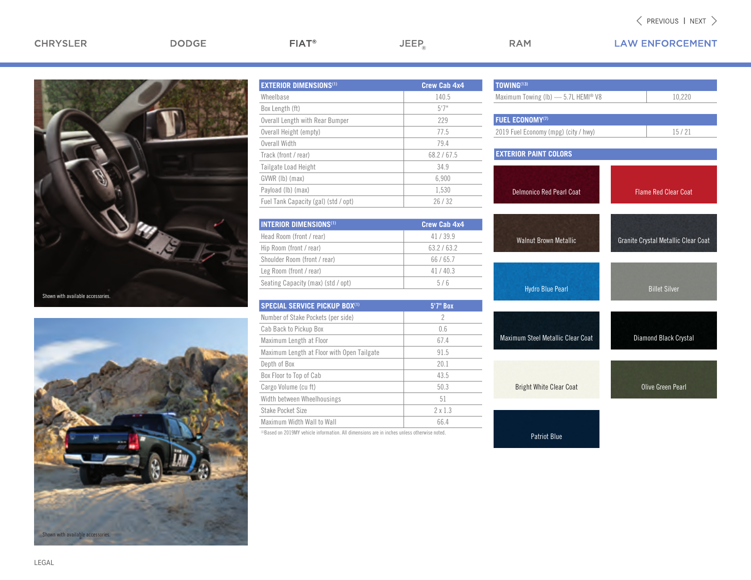CHRYSLER DODGE FIAT® JEEP® RAM **LAW ENFORCEMENT**

Shown with available accessories.

Shown with available accessories.

| EXTERIOR DIMENSIONS[1] | Crew Cab 4x4 |
|---|---|
| Wheelbase | 140.5 |
| Box Length (ft) | 5'7" |
| Overall Length with Rear Bumper | 229 |
| Overall Height (empty) | 77.5 |
| Overall Width | 79.4 |
| Track (front / rear) | 68.2 / 67.5 |
| Tailgate Load Height | 34.9 |
| GVWR (lb) (max) | 6,900 |
| Payload (lb) (max) | 1,530 |
| Fuel Tank Capacity (gal) (std / opt) | 26 / 32 |

| INTERIOR DIMENSIONS[1] | Crew Cab 4x4 |
|---|---|
| Head Room (front / rear) | 41 / 39.9 |
| Hip Room (front / rear) | 63.2 / 63.2 |
| Shoulder Room (front / rear) | 66 / 65.7 |
| Leg Room (front / rear) | 41 / 40.3 |
| Seating Capacity (max) (std / opt) | 5 / 6 |

| SPECIAL SERVICE PICKUP BOX[1] | 5'7" Box |
|---|---|
| Number of Stake Pockets (per side) | 2 |
| Cab Back to Pickup Box | 0.6 |
| Maximum Length at Floor | 67.4 |
| Maximum Length at Floor with Open Tailgate | 91.5 |
| Depth of Box | 20.1 |
| Box Floor to Top of Cab | 43.5 |
| Cargo Volume (cu ft) | 50.3 |
| Width between Wheelhousings | 51 |
| Stake Pocket Size | 2 x 1.3 |
| Maximum Width Wall to Wall | 66.4 |

[1]Based on 2019MY vehicle information. All dimensions are in inches unless otherwise noted.

| TOWING[13] | |
|---|---|
| Maximum Towing (lb) — 5.7L HEMI® V8 | 10,220 |

| FUEL ECONOMY[7] | |
|---|---|
| 2019 Fuel Economy (mpg) (city / hwy) | 15 / 21 |

## EXTERIOR PAINT COLORS

- Delmonico Red Pearl Coat
- Flame Red Clear Coat
- Walnut Brown Metallic
- Granite Crystal Metallic Clear Coat
- Hydro Blue Pearl
- Billet Silver
- Maximum Steel Metallic Clear Coat
- Diamond Black Crystal
- Bright White Clear Coat
- Olive Green Pearl
- Patriot Blue

LEGAL